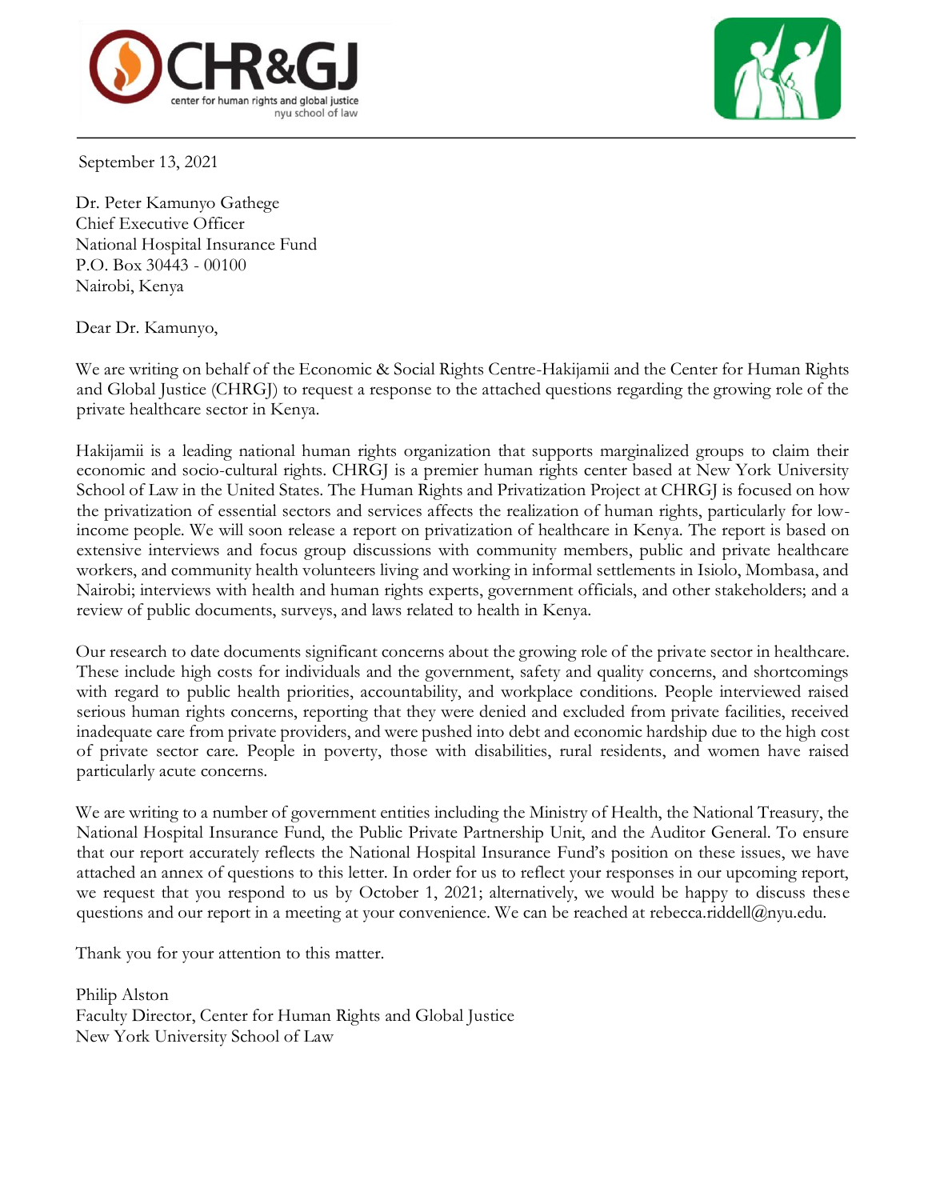CHR&GJ
center for human rights and global justice
nyu school of law

September 13, 2021

Dr. Peter Kamunyo Gathege
Chief Executive Officer
National Hospital Insurance Fund
P.O. Box 30443 - 00100
Nairobi, Kenya

Dear Dr. Kamunyo,

We are writing on behalf of the Economic & Social Rights Centre-Hakijamii and the Center for Human Rights and Global Justice (CHRGJ) to request a response to the attached questions regarding the growing role of the private healthcare sector in Kenya.

Hakijamii is a leading national human rights organization that supports marginalized groups to claim their economic and socio-cultural rights. CHRGJ is a premier human rights center based at New York University School of Law in the United States. The Human Rights and Privatization Project at CHRGJ is focused on how the privatization of essential sectors and services affects the realization of human rights, particularly for low-income people. We will soon release a report on privatization of healthcare in Kenya. The report is based on extensive interviews and focus group discussions with community members, public and private healthcare workers, and community health volunteers living and working in informal settlements in Isiolo, Mombasa, and Nairobi; interviews with health and human rights experts, government officials, and other stakeholders; and a review of public documents, surveys, and laws related to health in Kenya.

Our research to date documents significant concerns about the growing role of the private sector in healthcare. These include high costs for individuals and the government, safety and quality concerns, and shortcomings with regard to public health priorities, accountability, and workplace conditions. People interviewed raised serious human rights concerns, reporting that they were denied and excluded from private facilities, received inadequate care from private providers, and were pushed into debt and economic hardship due to the high cost of private sector care. People in poverty, those with disabilities, rural residents, and women have raised particularly acute concerns.

We are writing to a number of government entities including the Ministry of Health, the National Treasury, the National Hospital Insurance Fund, the Public Private Partnership Unit, and the Auditor General. To ensure that our report accurately reflects the National Hospital Insurance Fund's position on these issues, we have attached an annex of questions to this letter. In order for us to reflect your responses in our upcoming report, we request that you respond to us by October 1, 2021; alternatively, we would be happy to discuss these questions and our report in a meeting at your convenience. We can be reached at rebecca.riddell@nyu.edu.

Thank you for your attention to this matter.

Philip Alston
Faculty Director, Center for Human Rights and Global Justice
New York University School of Law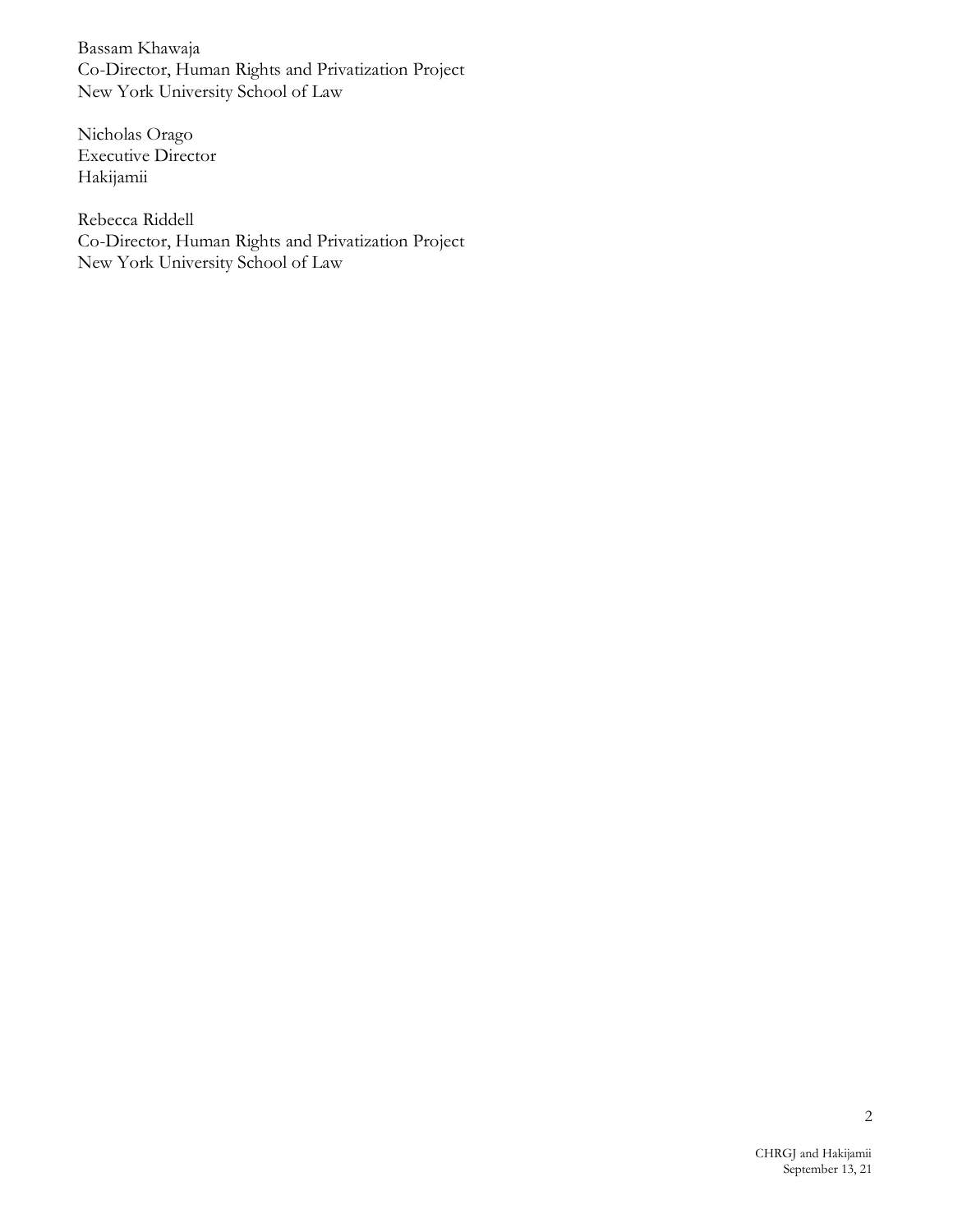Bassam Khawaja
Co-Director, Human Rights and Privatization Project
New York University School of Law

Nicholas Orago
Executive Director
Hakijamii

Rebecca Riddell
Co-Director, Human Rights and Privatization Project
New York University School of Law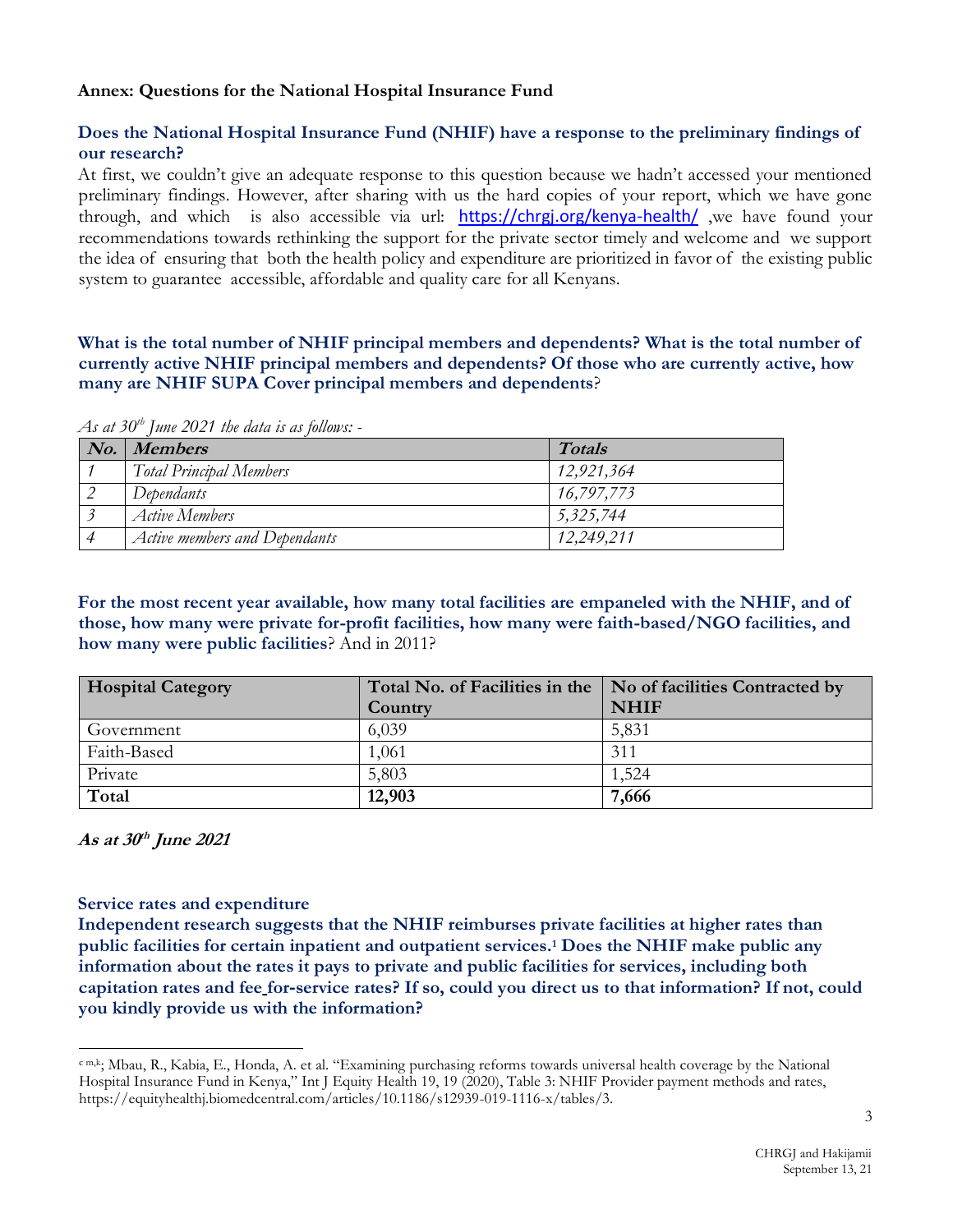**Annex: Questions for the National Hospital Insurance Fund**

**Does the National Hospital Insurance Fund (NHIF) have a response to the preliminary findings of our research?**

At first, we couldn't give an adequate response to this question because we hadn't accessed your mentioned preliminary findings. However, after sharing with us the hard copies of your report, which we have gone through, and which is also accessible via url: https://chrgj.org/kenya-health/ ,we have found your recommendations towards rethinking the support for the private sector timely and welcome and we support the idea of ensuring that both the health policy and expenditure are prioritized in favor of the existing public system to guarantee accessible, affordable and quality care for all Kenyans.

**What is the total number of NHIF principal members and dependents? What is the total number of currently active NHIF principal members and dependents? Of those who are currently active, how many are NHIF SUPA Cover principal members and dependents**?

*As at 30th June 2021 the data is as follows: -*

| *No.* | *Members* | *Totals* |
|---|---|---|
| *1* | *Total Principal Members* | *12,921,364* |
| *2* | *Dependants* | *16,797,773* |
| *3* | *Active Members* | *5,325,744* |
| *4* | *Active members and Dependants* | *12,249,211* |

**For the most recent year available, how many total facilities are empaneled with the NHIF, and of those, how many were private for-profit facilities, how many were faith-based/NGO facilities, and how many were public facilities**? And in 2011?

| Hospital Category | Total No. of Facilities in the Country | No of facilities Contracted by NHIF |
|---|---|---|
| Government | 6,039 | 5,831 |
| Faith-Based | 1,061 | 311 |
| Private | 5,803 | 1,524 |
| **Total** | **12,903** | **7,666** |

***As at 30th June 2021***

**Service rates and expenditure**

**Independent research suggests that the NHIF reimburses private facilities at higher rates than public facilities for certain inpatient and outpatient services.[1] Does the NHIF make public any information about the rates it pays to private and public facilities for services, including both capitation rates and fee for-service rates? If so, could you direct us to that information? If not, could you kindly provide us with the information?**

---

[c m,k]; Mbau, R., Kabia, E., Honda, A. et al. "Examining purchasing reforms towards universal health coverage by the National Hospital Insurance Fund in Kenya," Int J Equity Health 19, 19 (2020), Table 3: NHIF Provider payment methods and rates, https://equityhealthj.biomedcentral.com/articles/10.1186/s12939-019-1116-x/tables/3.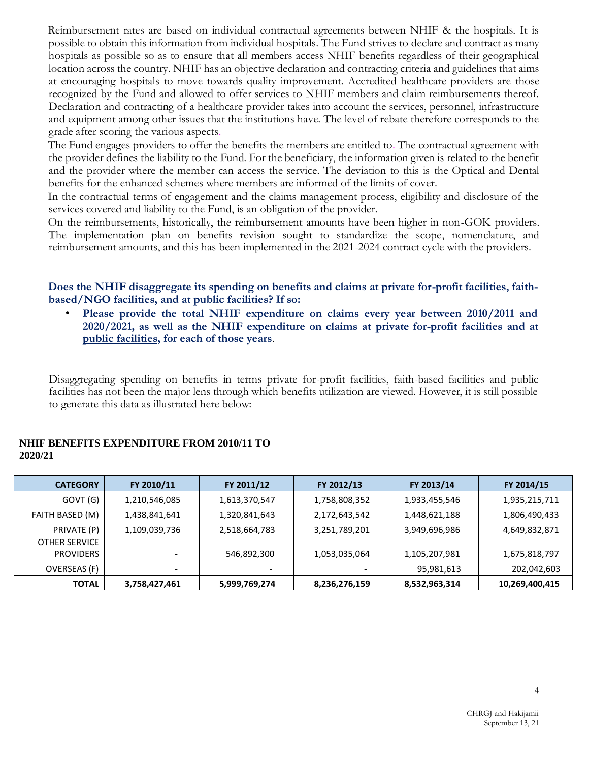Reimbursement rates are based on individual contractual agreements between NHIF & the hospitals. It is possible to obtain this information from individual hospitals. The Fund strives to declare and contract as many hospitals as possible so as to ensure that all members access NHIF benefits regardless of their geographical location across the country. NHIF has an objective declaration and contracting criteria and guidelines that aims at encouraging hospitals to move towards quality improvement. Accredited healthcare providers are those recognized by the Fund and allowed to offer services to NHIF members and claim reimbursements thereof. Declaration and contracting of a healthcare provider takes into account the services, personnel, infrastructure and equipment among other issues that the institutions have. The level of rebate therefore corresponds to the grade after scoring the various aspects.

The Fund engages providers to offer the benefits the members are entitled to. The contractual agreement with the provider defines the liability to the Fund. For the beneficiary, the information given is related to the benefit and the provider where the member can access the service. The deviation to this is the Optical and Dental benefits for the enhanced schemes where members are informed of the limits of cover.

In the contractual terms of engagement and the claims management process, eligibility and disclosure of the services covered and liability to the Fund, is an obligation of the provider.

On the reimbursements, historically, the reimbursement amounts have been higher in non-GOK providers. The implementation plan on benefits revision sought to standardize the scope, nomenclature, and reimbursement amounts, and this has been implemented in the 2021-2024 contract cycle with the providers.

**Does the NHIF disaggregate its spending on benefits and claims at private for-profit facilities, faith-based/NGO facilities, and at public facilities? If so:**

- **Please provide the total NHIF expenditure on claims every year between 2010/2011 and 2020/2021, as well as the NHIF expenditure on claims at private for-profit facilities and at public facilities, for each of those years**.

Disaggregating spending on benefits in terms private for-profit facilities, faith-based facilities and public facilities has not been the major lens through which benefits utilization are viewed. However, it is still possible to generate this data as illustrated here below:

**NHIF BENEFITS EXPENDITURE FROM 2010/11 TO 2020/21**

| CATEGORY | FY 2010/11 | FY 2011/12 | FY 2012/13 | FY 2013/14 | FY 2014/15 |
|---|---|---|---|---|---|
| GOVT (G) | 1,210,546,085 | 1,613,370,547 | 1,758,808,352 | 1,933,455,546 | 1,935,215,711 |
| FAITH BASED (M) | 1,438,841,641 | 1,320,841,643 | 2,172,643,542 | 1,448,621,188 | 1,806,490,433 |
| PRIVATE (P) | 1,109,039,736 | 2,518,664,783 | 3,251,789,201 | 3,949,696,986 | 4,649,832,871 |
| OTHER SERVICE PROVIDERS | - | 546,892,300 | 1,053,035,064 | 1,105,207,981 | 1,675,818,797 |
| OVERSEAS (F) | - | - | - | 95,981,613 | 202,042,603 |
| **TOTAL** | **3,758,427,461** | **5,999,769,274** | **8,236,276,159** | **8,532,963,314** | **10,269,400,415** |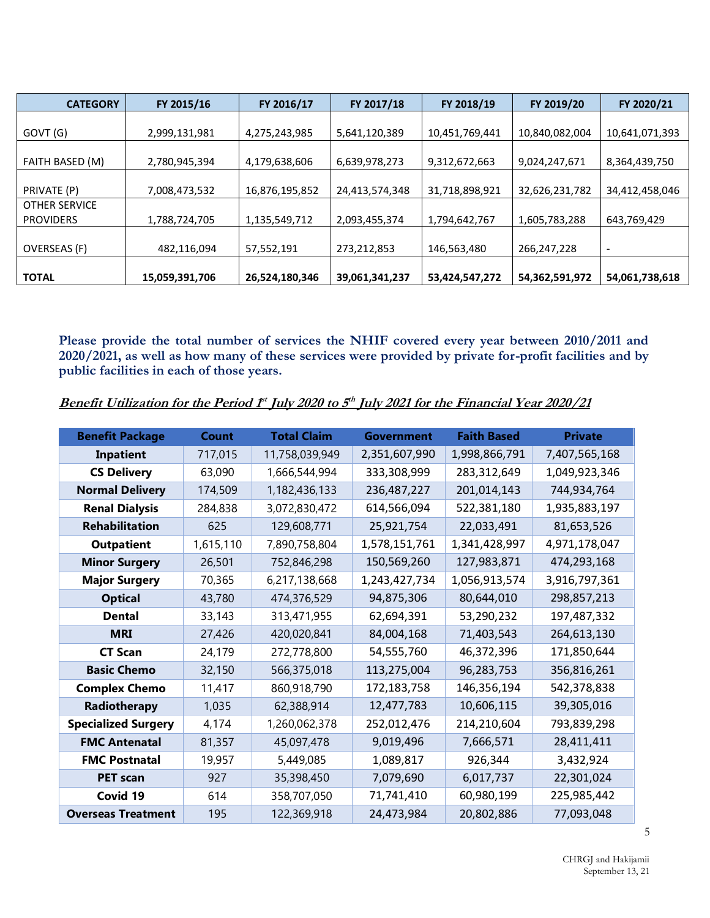| CATEGORY | FY 2015/16 | FY 2016/17 | FY 2017/18 | FY 2018/19 | FY 2019/20 | FY 2020/21 |
|---|---|---|---|---|---|---|
| GOVT (G) | 2,999,131,981 | 4,275,243,985 | 5,641,120,389 | 10,451,769,441 | 10,840,082,004 | 10,641,071,393 |
| FAITH BASED (M) | 2,780,945,394 | 4,179,638,606 | 6,639,978,273 | 9,312,672,663 | 9,024,247,671 | 8,364,439,750 |
| PRIVATE (P) | 7,008,473,532 | 16,876,195,852 | 24,413,574,348 | 31,718,898,921 | 32,626,231,782 | 34,412,458,046 |
| OTHER SERVICE PROVIDERS | 1,788,724,705 | 1,135,549,712 | 2,093,455,374 | 1,794,642,767 | 1,605,783,288 | 643,769,429 |
| OVERSEAS (F) | 482,116,094 | 57,552,191 | 273,212,853 | 146,563,480 | 266,247,228 | - |
| **TOTAL** | **15,059,391,706** | **26,524,180,346** | **39,061,341,237** | **53,424,547,272** | **54,362,591,972** | **54,061,738,618** |

**Please provide the total number of services the NHIF covered every year between 2010/2011 and 2020/2021, as well as how many of these services were provided by private for-profit facilities and by public facilities in each of those years.**

***Benefit Utilization for the Period 1st July 2020 to 5th July 2021 for the Financial Year 2020/21***

| Benefit Package | Count | Total Claim | Government | Faith Based | Private |
|---|---|---|---|---|---|
| **Inpatient** | 717,015 | 11,758,039,949 | 2,351,607,990 | 1,998,866,791 | 7,407,565,168 |
| **CS Delivery** | 63,090 | 1,666,544,994 | 333,308,999 | 283,312,649 | 1,049,923,346 |
| **Normal Delivery** | 174,509 | 1,182,436,133 | 236,487,227 | 201,014,143 | 744,934,764 |
| **Renal Dialysis** | 284,838 | 3,072,830,472 | 614,566,094 | 522,381,180 | 1,935,883,197 |
| **Rehabilitation** | 625 | 129,608,771 | 25,921,754 | 22,033,491 | 81,653,526 |
| **Outpatient** | 1,615,110 | 7,890,758,804 | 1,578,151,761 | 1,341,428,997 | 4,971,178,047 |
| **Minor Surgery** | 26,501 | 752,846,298 | 150,569,260 | 127,983,871 | 474,293,168 |
| **Major Surgery** | 70,365 | 6,217,138,668 | 1,243,427,734 | 1,056,913,574 | 3,916,797,361 |
| **Optical** | 43,780 | 474,376,529 | 94,875,306 | 80,644,010 | 298,857,213 |
| **Dental** | 33,143 | 313,471,955 | 62,694,391 | 53,290,232 | 197,487,332 |
| **MRI** | 27,426 | 420,020,841 | 84,004,168 | 71,403,543 | 264,613,130 |
| **CT Scan** | 24,179 | 272,778,800 | 54,555,760 | 46,372,396 | 171,850,644 |
| **Basic Chemo** | 32,150 | 566,375,018 | 113,275,004 | 96,283,753 | 356,816,261 |
| **Complex Chemo** | 11,417 | 860,918,790 | 172,183,758 | 146,356,194 | 542,378,838 |
| **Radiotherapy** | 1,035 | 62,388,914 | 12,477,783 | 10,606,115 | 39,305,016 |
| **Specialized Surgery** | 4,174 | 1,260,062,378 | 252,012,476 | 214,210,604 | 793,839,298 |
| **FMC Antenatal** | 81,357 | 45,097,478 | 9,019,496 | 7,666,571 | 28,411,411 |
| **FMC Postnatal** | 19,957 | 5,449,085 | 1,089,817 | 926,344 | 3,432,924 |
| **PET scan** | 927 | 35,398,450 | 7,079,690 | 6,017,737 | 22,301,024 |
| **Covid 19** | 614 | 358,707,050 | 71,741,410 | 60,980,199 | 225,985,442 |
| **Overseas Treatment** | 195 | 122,369,918 | 24,473,984 | 20,802,886 | 77,093,048 |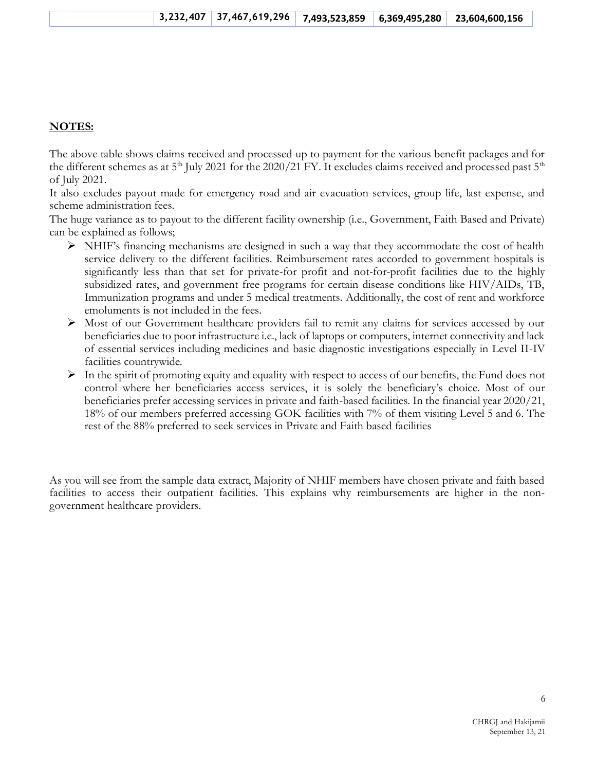| | 3,232,407 | 37,467,619,296 | 7,493,523,859 | 6,369,495,280 | 23,604,600,156 |
|---|---|---|---|---|---|

**NOTES:**

The above table shows claims received and processed up to payment for the various benefit packages and for the different schemes as at 5th July 2021 for the 2020/21 FY. It excludes claims received and processed past 5th of July 2021.

It also excludes payout made for emergency road and air evacuation services, group life, last expense, and scheme administration fees.

The huge variance as to payout to the different facility ownership (i.e., Government, Faith Based and Private) can be explained as follows;

- NHIF's financing mechanisms are designed in such a way that they accommodate the cost of health service delivery to the different facilities. Reimbursement rates accorded to government hospitals is significantly less than that set for private-for profit and not-for-profit facilities due to the highly subsidized rates, and government free programs for certain disease conditions like HIV/AIDs, TB, Immunization programs and under 5 medical treatments. Additionally, the cost of rent and workforce emoluments is not included in the fees.
- Most of our Government healthcare providers fail to remit any claims for services accessed by our beneficiaries due to poor infrastructure i.e., lack of laptops or computers, internet connectivity and lack of essential services including medicines and basic diagnostic investigations especially in Level II-IV facilities countrywide.
- In the spirit of promoting equity and equality with respect to access of our benefits, the Fund does not control where her beneficiaries access services, it is solely the beneficiary's choice. Most of our beneficiaries prefer accessing services in private and faith-based facilities. In the financial year 2020/21, 18% of our members preferred accessing GOK facilities with 7% of them visiting Level 5 and 6. The rest of the 88% preferred to seek services in Private and Faith based facilities

As you will see from the sample data extract, Majority of NHIF members have chosen private and faith based facilities to access their outpatient facilities. This explains why reimbursements are higher in the non-government healthcare providers.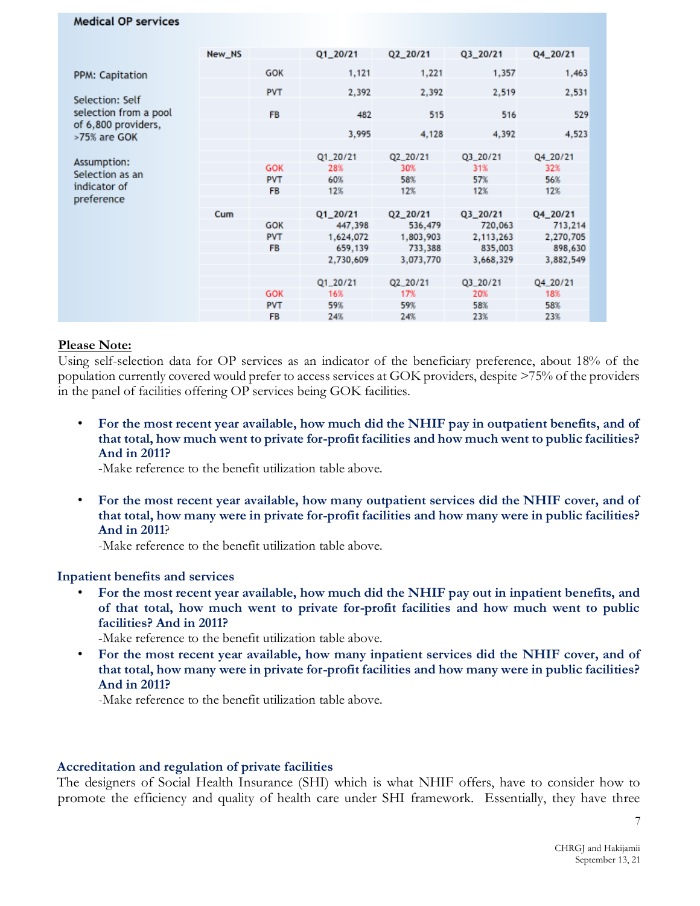**Medical OP services**

| | New_NS | | Q1_20/21 | Q2_20/21 | Q3_20/21 | Q4_20/21 |
|---|---|---|---|---|---|---|
| PPM: Capitation | | GOK | 1,121 | 1,221 | 1,357 | 1,463 |
| | | PVT | 2,392 | 2,392 | 2,519 | 2,531 |
| Selection: Self selection from a pool of 6,800 providers, >75% are GOK | | FB | 482 | 515 | 516 | 529 |
| | | | 3,995 | 4,128 | 4,392 | 4,523 |
| | | | Q1_20/21 | Q2_20/21 | Q3_20/21 | Q4_20/21 |
| Assumption: Selection as an indicator of preference | | GOK | 28% | 30% | 31% | 32% |
| | | PVT | 60% | 58% | 57% | 56% |
| | | FB | 12% | 12% | 12% | 12% |
| | Cum | | Q1_20/21 | Q2_20/21 | Q3_20/21 | Q4_20/21 |
| | | GOK | 447,398 | 536,479 | 720,063 | 713,214 |
| | | PVT | 1,624,072 | 1,803,903 | 2,113,263 | 2,270,705 |
| | | FB | 659,139 | 733,388 | 835,003 | 898,630 |
| | | | 2,730,609 | 3,073,770 | 3,668,329 | 3,882,549 |
| | | | Q1_20/21 | Q2_20/21 | Q3_20/21 | Q4_20/21 |
| | | GOK | 16% | 17% | 20% | 18% |
| | | PVT | 59% | 59% | 58% | 58% |
| | | FB | 24% | 24% | 23% | 23% |

**Please Note:**
Using self-selection data for OP services as an indicator of the beneficiary preference, about 18% of the population currently covered would prefer to access services at GOK providers, despite >75% of the providers in the panel of facilities offering OP services being GOK facilities.

- **For the most recent year available, how much did the NHIF pay in outpatient benefits, and of that total, how much went to private for-profit facilities and how much went to public facilities? And in 2011?**
  -Make reference to the benefit utilization table above.

- **For the most recent year available, how many outpatient services did the NHIF cover, and of that total, how many were in private for-profit facilities and how many were in public facilities? And in 2011?**
  -Make reference to the benefit utilization table above.

### Inpatient benefits and services

- **For the most recent year available, how much did the NHIF pay out in inpatient benefits, and of that total, how much went to private for-profit facilities and how much went to public facilities? And in 2011?**
  -Make reference to the benefit utilization table above.
- **For the most recent year available, how many inpatient services did the NHIF cover, and of that total, how many were in private for-profit facilities and how many were in public facilities? And in 2011?**
  -Make reference to the benefit utilization table above.

### Accreditation and regulation of private facilities

The designers of Social Health Insurance (SHI) which is what NHIF offers, have to consider how to promote the efficiency and quality of health care under SHI framework. Essentially, they have three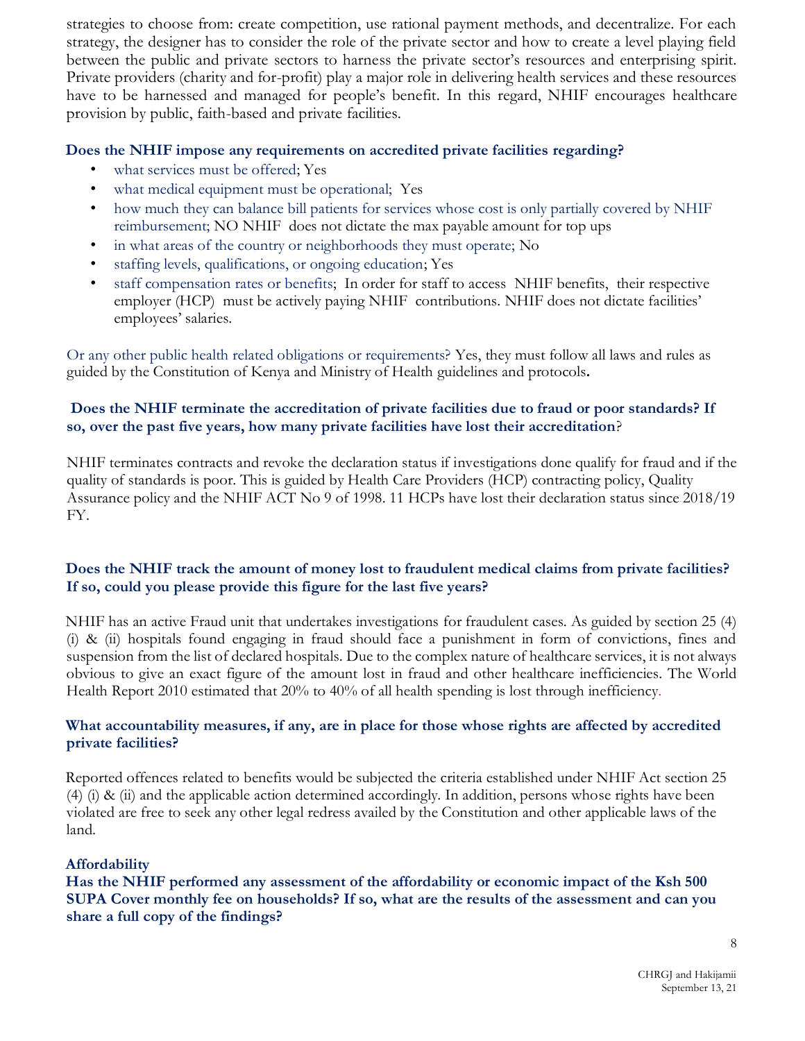strategies to choose from: create competition, use rational payment methods, and decentralize. For each strategy, the designer has to consider the role of the private sector and how to create a level playing field between the public and private sectors to harness the private sector's resources and enterprising spirit. Private providers (charity and for-profit) play a major role in delivering health services and these resources have to be harnessed and managed for people's benefit. In this regard, NHIF encourages healthcare provision by public, faith-based and private facilities.

**Does the NHIF impose any requirements on accredited private facilities regarding?**

- what services must be offered; Yes
- what medical equipment must be operational; Yes
- how much they can balance bill patients for services whose cost is only partially covered by NHIF reimbursement; NO NHIF does not dictate the max payable amount for top ups
- in what areas of the country or neighborhoods they must operate; No
- staffing levels, qualifications, or ongoing education; Yes
- staff compensation rates or benefits; In order for staff to access NHIF benefits, their respective employer (HCP) must be actively paying NHIF contributions. NHIF does not dictate facilities' employees' salaries.

Or any other public health related obligations or requirements? Yes, they must follow all laws and rules as guided by the Constitution of Kenya and Ministry of Health guidelines and protocols.

**Does the NHIF terminate the accreditation of private facilities due to fraud or poor standards? If so, over the past five years, how many private facilities have lost their accreditation?**

NHIF terminates contracts and revoke the declaration status if investigations done qualify for fraud and if the quality of standards is poor. This is guided by Health Care Providers (HCP) contracting policy, Quality Assurance policy and the NHIF ACT No 9 of 1998. 11 HCPs have lost their declaration status since 2018/19 FY.

**Does the NHIF track the amount of money lost to fraudulent medical claims from private facilities? If so, could you please provide this figure for the last five years?**

NHIF has an active Fraud unit that undertakes investigations for fraudulent cases. As guided by section 25 (4) (i) & (ii) hospitals found engaging in fraud should face a punishment in form of convictions, fines and suspension from the list of declared hospitals. Due to the complex nature of healthcare services, it is not always obvious to give an exact figure of the amount lost in fraud and other healthcare inefficiencies. The World Health Report 2010 estimated that 20% to 40% of all health spending is lost through inefficiency.

**What accountability measures, if any, are in place for those whose rights are affected by accredited private facilities?**

Reported offences related to benefits would be subjected the criteria established under NHIF Act section 25 (4) (i) & (ii) and the applicable action determined accordingly. In addition, persons whose rights have been violated are free to seek any other legal redress availed by the Constitution and other applicable laws of the land.

**Affordability**

**Has the NHIF performed any assessment of the affordability or economic impact of the Ksh 500 SUPA Cover monthly fee on households? If so, what are the results of the assessment and can you share a full copy of the findings?**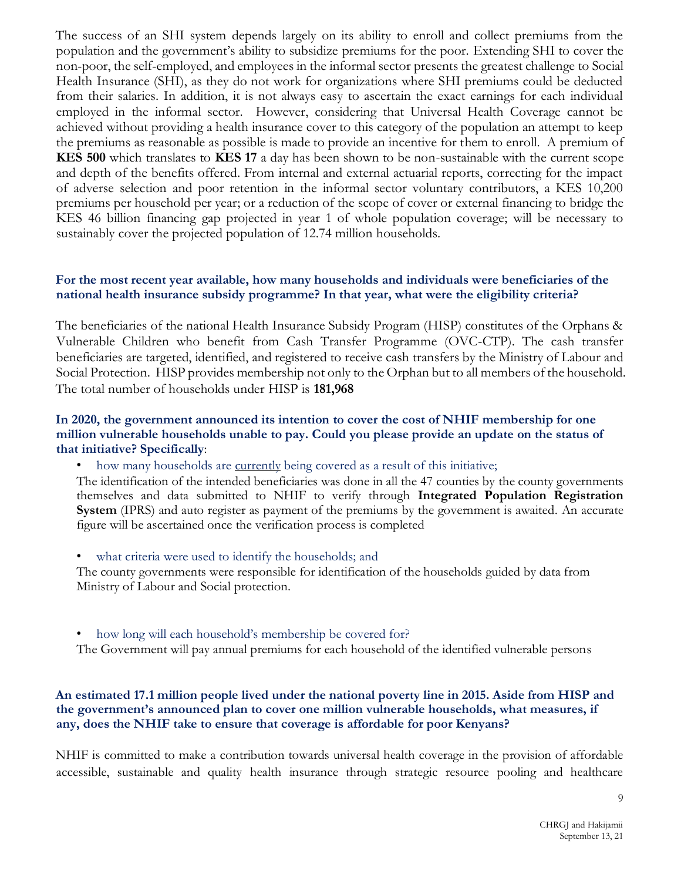The success of an SHI system depends largely on its ability to enroll and collect premiums from the population and the government's ability to subsidize premiums for the poor. Extending SHI to cover the non-poor, the self-employed, and employees in the informal sector presents the greatest challenge to Social Health Insurance (SHI), as they do not work for organizations where SHI premiums could be deducted from their salaries. In addition, it is not always easy to ascertain the exact earnings for each individual employed in the informal sector. However, considering that Universal Health Coverage cannot be achieved without providing a health insurance cover to this category of the population an attempt to keep the premiums as reasonable as possible is made to provide an incentive for them to enroll. A premium of **KES 500** which translates to **KES 17** a day has been shown to be non-sustainable with the current scope and depth of the benefits offered. From internal and external actuarial reports, correcting for the impact of adverse selection and poor retention in the informal sector voluntary contributors, a KES 10,200 premiums per household per year; or a reduction of the scope of cover or external financing to bridge the KES 46 billion financing gap projected in year 1 of whole population coverage; will be necessary to sustainably cover the projected population of 12.74 million households.

**For the most recent year available, how many households and individuals were beneficiaries of the national health insurance subsidy programme? In that year, what were the eligibility criteria?**

The beneficiaries of the national Health Insurance Subsidy Program (HISP) constitutes of the Orphans & Vulnerable Children who benefit from Cash Transfer Programme (OVC-CTP). The cash transfer beneficiaries are targeted, identified, and registered to receive cash transfers by the Ministry of Labour and Social Protection. HISP provides membership not only to the Orphan but to all members of the household. The total number of households under HISP is **181,968**

**In 2020, the government announced its intention to cover the cost of NHIF membership for one million vulnerable households unable to pay. Could you please provide an update on the status of that initiative? Specifically**:

- how many households are currently being covered as a result of this initiative;

The identification of the intended beneficiaries was done in all the 47 counties by the county governments themselves and data submitted to NHIF to verify through **Integrated Population Registration System** (IPRS) and auto register as payment of the premiums by the government is awaited. An accurate figure will be ascertained once the verification process is completed

- what criteria were used to identify the households; and

The county governments were responsible for identification of the households guided by data from Ministry of Labour and Social protection.

- how long will each household's membership be covered for?

The Government will pay annual premiums for each household of the identified vulnerable persons

**An estimated 17.1 million people lived under the national poverty line in 2015. Aside from HISP and the government's announced plan to cover one million vulnerable households, what measures, if any, does the NHIF take to ensure that coverage is affordable for poor Kenyans?**

NHIF is committed to make a contribution towards universal health coverage in the provision of affordable accessible, sustainable and quality health insurance through strategic resource pooling and healthcare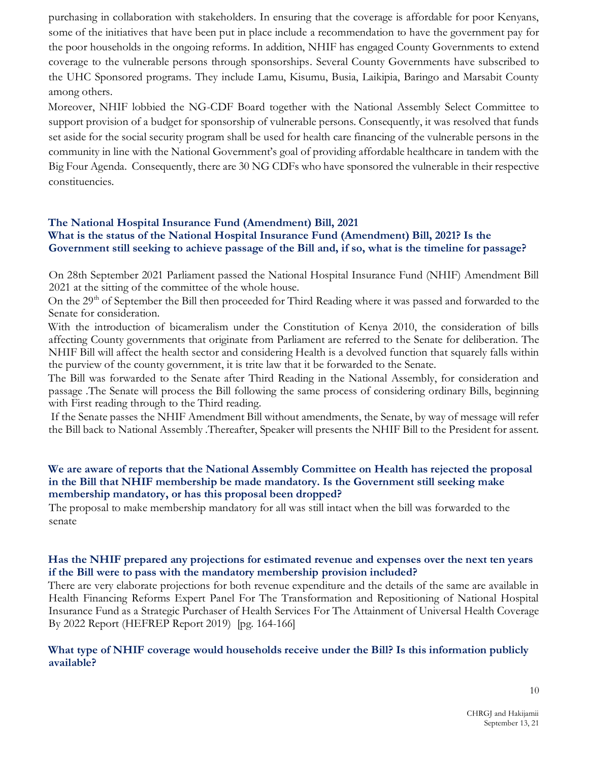purchasing in collaboration with stakeholders. In ensuring that the coverage is affordable for poor Kenyans, some of the initiatives that have been put in place include a recommendation to have the government pay for the poor households in the ongoing reforms. In addition, NHIF has engaged County Governments to extend coverage to the vulnerable persons through sponsorships. Several County Governments have subscribed to the UHC Sponsored programs. They include Lamu, Kisumu, Busia, Laikipia, Baringo and Marsabit County among others.

Moreover, NHIF lobbied the NG-CDF Board together with the National Assembly Select Committee to support provision of a budget for sponsorship of vulnerable persons. Consequently, it was resolved that funds set aside for the social security program shall be used for health care financing of the vulnerable persons in the community in line with the National Government's goal of providing affordable healthcare in tandem with the Big Four Agenda. Consequently, there are 30 NG CDFs who have sponsored the vulnerable in their respective constituencies.

## The National Hospital Insurance Fund (Amendment) Bill, 2021

**What is the status of the National Hospital Insurance Fund (Amendment) Bill, 2021? Is the Government still seeking to achieve passage of the Bill and, if so, what is the timeline for passage?**

On 28th September 2021 Parliament passed the National Hospital Insurance Fund (NHIF) Amendment Bill 2021 at the sitting of the committee of the whole house.

On the 29th of September the Bill then proceeded for Third Reading where it was passed and forwarded to the Senate for consideration.

With the introduction of bicameralism under the Constitution of Kenya 2010, the consideration of bills affecting County governments that originate from Parliament are referred to the Senate for deliberation. The NHIF Bill will affect the health sector and considering Health is a devolved function that squarely falls within the purview of the county government, it is trite law that it be forwarded to the Senate.

The Bill was forwarded to the Senate after Third Reading in the National Assembly, for consideration and passage .The Senate will process the Bill following the same process of considering ordinary Bills, beginning with First reading through to the Third reading.

If the Senate passes the NHIF Amendment Bill without amendments, the Senate, by way of message will refer the Bill back to National Assembly .Thereafter, Speaker will presents the NHIF Bill to the President for assent.

**We are aware of reports that the National Assembly Committee on Health has rejected the proposal in the Bill that NHIF membership be made mandatory. Is the Government still seeking make membership mandatory, or has this proposal been dropped?**

The proposal to make membership mandatory for all was still intact when the bill was forwarded to the senate

**Has the NHIF prepared any projections for estimated revenue and expenses over the next ten years if the Bill were to pass with the mandatory membership provision included?**

There are very elaborate projections for both revenue expenditure and the details of the same are available in Health Financing Reforms Expert Panel For The Transformation and Repositioning of National Hospital Insurance Fund as a Strategic Purchaser of Health Services For The Attainment of Universal Health Coverage By 2022 Report (HEFREP Report 2019) [pg. 164-166]

**What type of NHIF coverage would households receive under the Bill? Is this information publicly available?**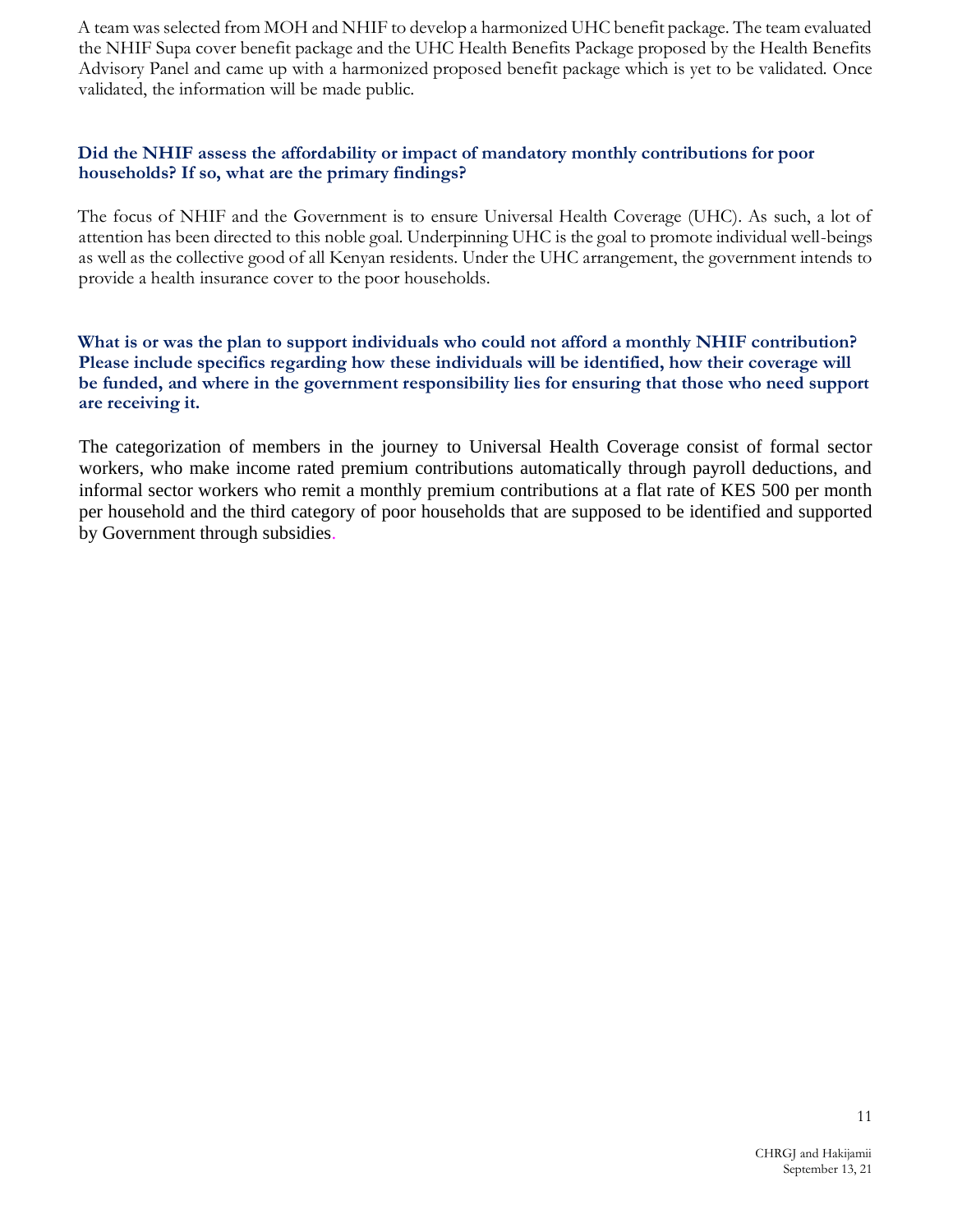A team was selected from MOH and NHIF to develop a harmonized UHC benefit package. The team evaluated the NHIF Supa cover benefit package and the UHC Health Benefits Package proposed by the Health Benefits Advisory Panel and came up with a harmonized proposed benefit package which is yet to be validated. Once validated, the information will be made public.

**Did the NHIF assess the affordability or impact of mandatory monthly contributions for poor households? If so, what are the primary findings?**

The focus of NHIF and the Government is to ensure Universal Health Coverage (UHC). As such, a lot of attention has been directed to this noble goal. Underpinning UHC is the goal to promote individual well-beings as well as the collective good of all Kenyan residents. Under the UHC arrangement, the government intends to provide a health insurance cover to the poor households.

**What is or was the plan to support individuals who could not afford a monthly NHIF contribution? Please include specifics regarding how these individuals will be identified, how their coverage will be funded, and where in the government responsibility lies for ensuring that those who need support are receiving it.**

The categorization of members in the journey to Universal Health Coverage consist of formal sector workers, who make income rated premium contributions automatically through payroll deductions, and informal sector workers who remit a monthly premium contributions at a flat rate of KES 500 per month per household and the third category of poor households that are supposed to be identified and supported by Government through subsidies.